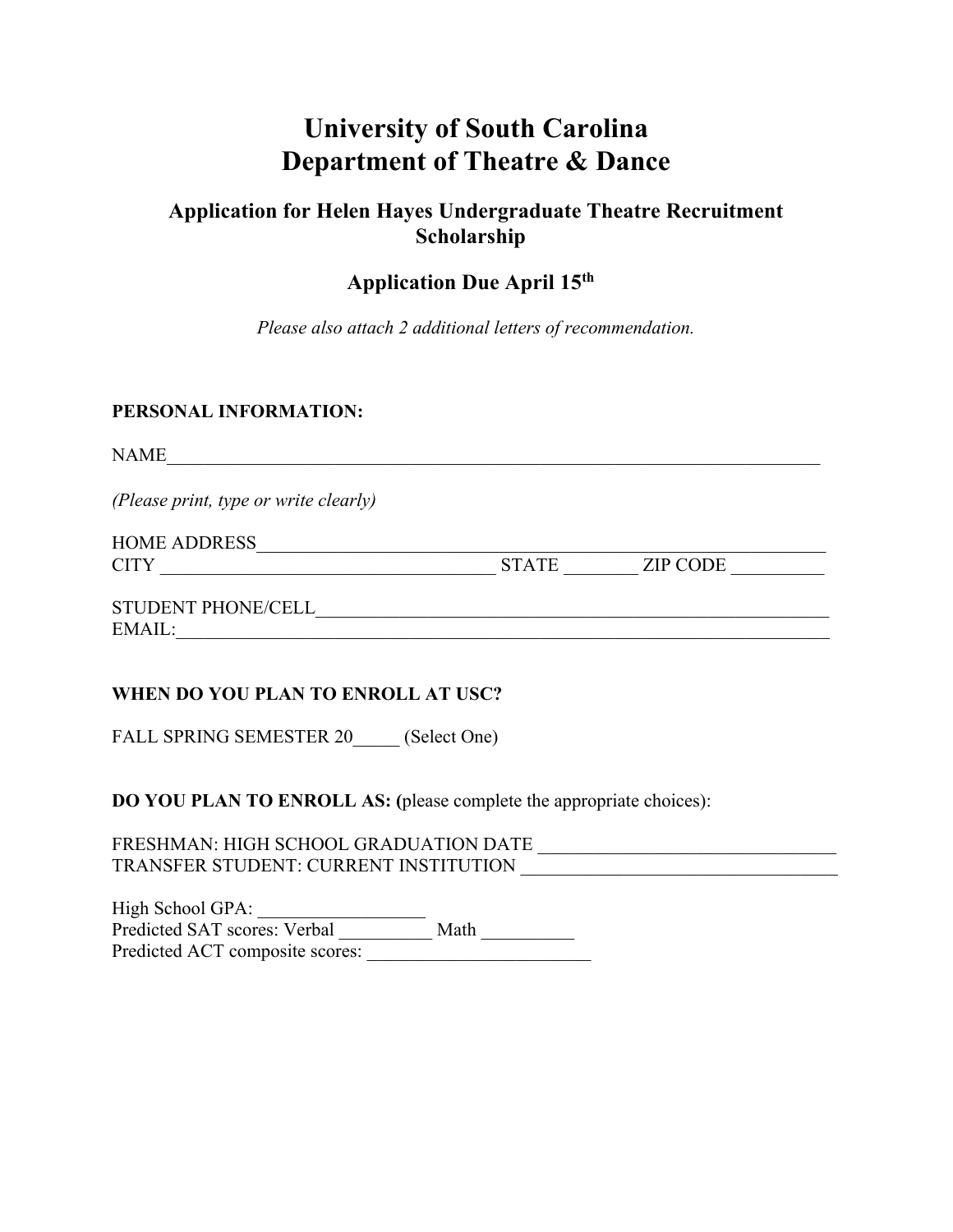# University of South Carolina
# Department of Theatre & Dance

## Application for Helen Hayes Undergraduate Theatre Recruitment Scholarship

## Application Due April 15th

*Please also attach 2 additional letters of recommendation.*

**PERSONAL INFORMATION:**

NAME___________________________________________________________________________

*(Please print, type or write clearly)*

HOME ADDRESS___________________________________________________________
CITY ____________________________________ STATE ________ ZIP CODE __________

STUDENT PHONE/CELL_________________________________________________________
EMAIL:__________________________________________________________________________

**WHEN DO YOU PLAN TO ENROLL AT USC?**

FALL SPRING SEMESTER 20_____ (Select One)

**DO YOU PLAN TO ENROLL AS: (**please complete the appropriate choices):

FRESHMAN: HIGH SCHOOL GRADUATION DATE ________________________________
TRANSFER STUDENT: CURRENT INSTITUTION __________________________________

High School GPA: __________________
Predicted SAT scores: Verbal __________ Math __________
Predicted ACT composite scores: ________________________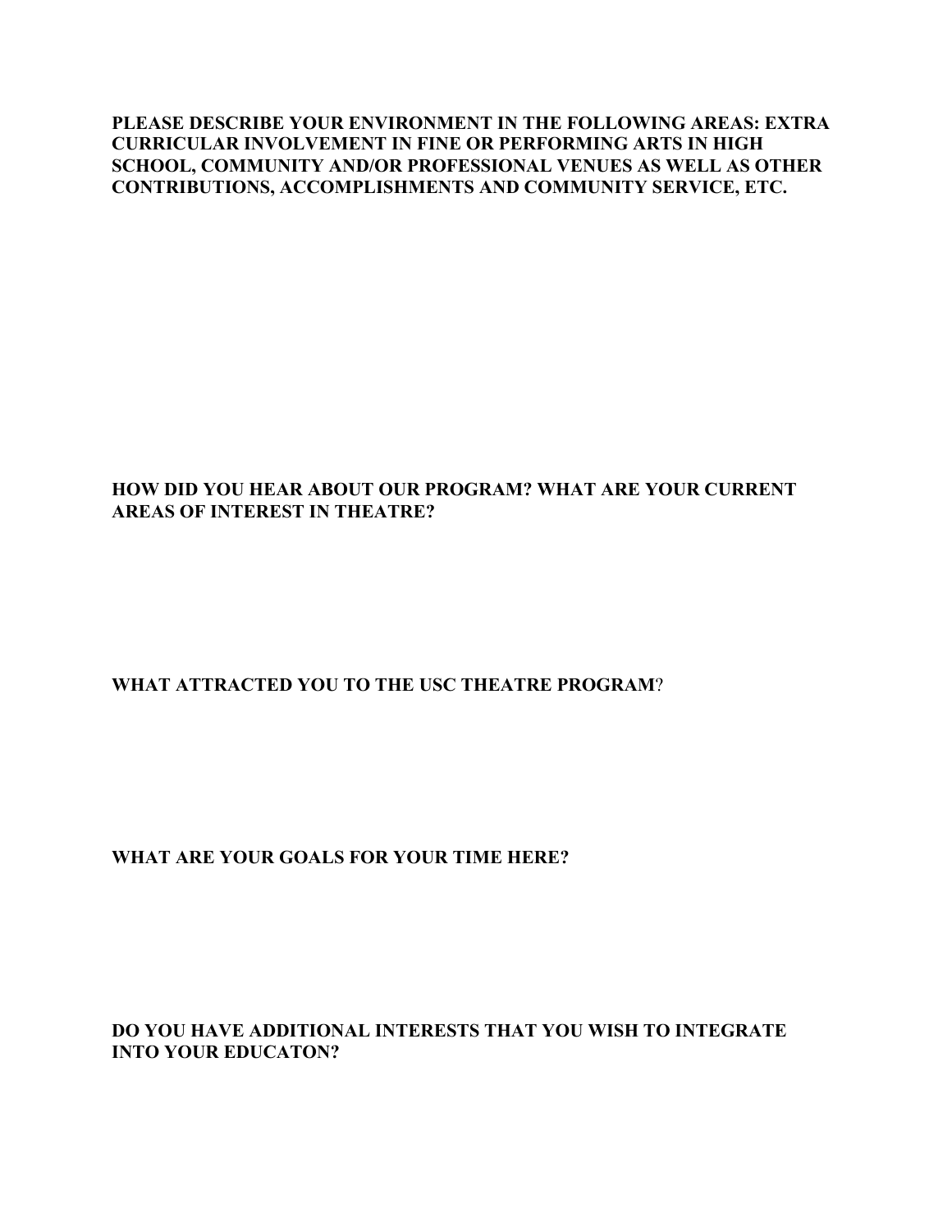**PLEASE DESCRIBE YOUR ENVIRONMENT IN THE FOLLOWING AREAS: EXTRA CURRICULAR INVOLVEMENT IN FINE OR PERFORMING ARTS IN HIGH SCHOOL, COMMUNITY AND/OR PROFESSIONAL VENUES AS WELL AS OTHER CONTRIBUTIONS, ACCOMPLISHMENTS AND COMMUNITY SERVICE, ETC.**

**HOW DID YOU HEAR ABOUT OUR PROGRAM? WHAT ARE YOUR CURRENT AREAS OF INTEREST IN THEATRE?**

**WHAT ATTRACTED YOU TO THE USC THEATRE PROGRAM**?

**WHAT ARE YOUR GOALS FOR YOUR TIME HERE?**

**DO YOU HAVE ADDITIONAL INTERESTS THAT YOU WISH TO INTEGRATE INTO YOUR EDUCATON?**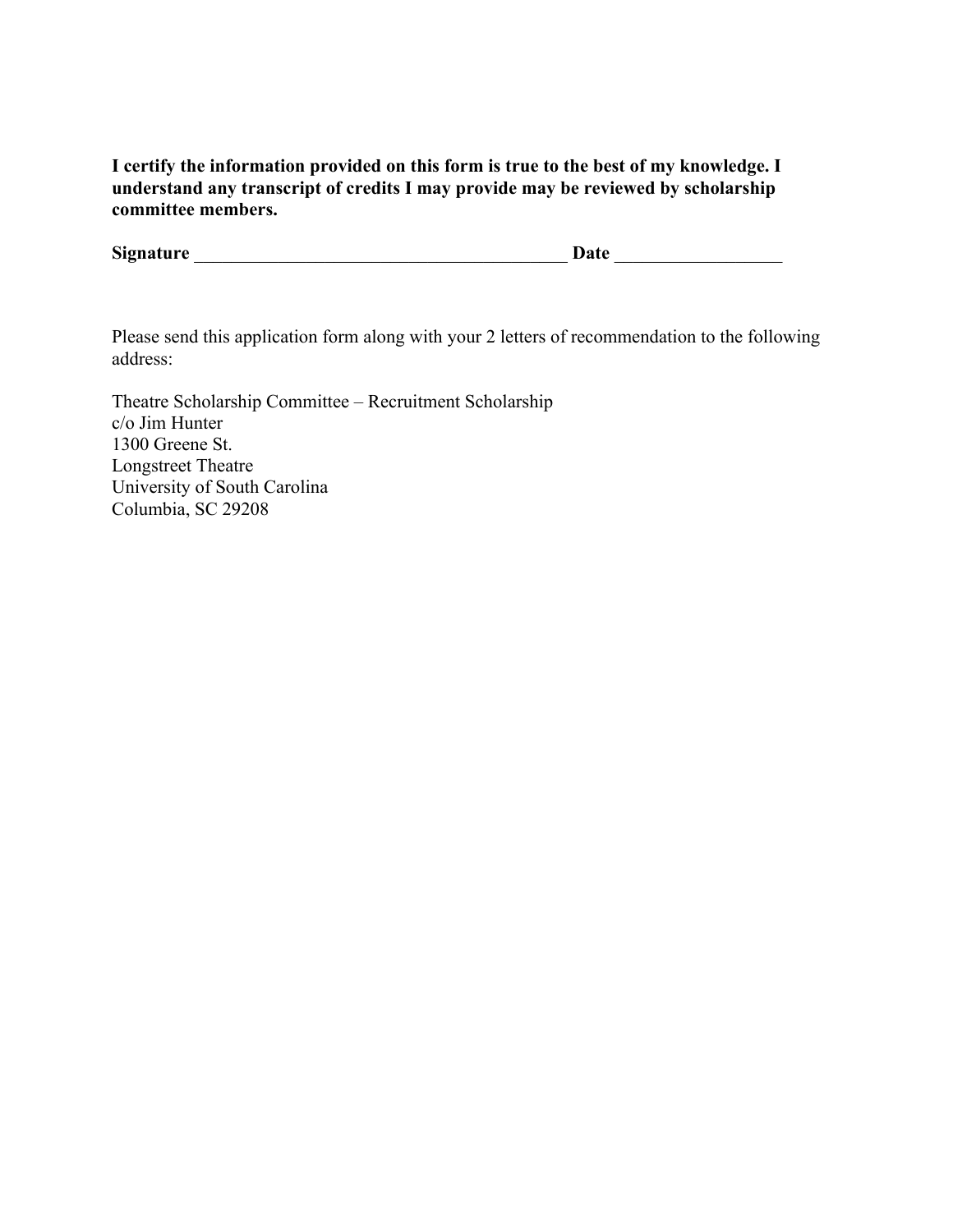**I certify the information provided on this form is true to the best of my knowledge. I understand any transcript of credits I may provide may be reviewed by scholarship committee members.**

**Signature** _________________________________________ **Date** __________________

Please send this application form along with your 2 letters of recommendation to the following address:

Theatre Scholarship Committee – Recruitment Scholarship  
c/o Jim Hunter  
1300 Greene St.  
Longstreet Theatre  
University of South Carolina  
Columbia, SC 29208